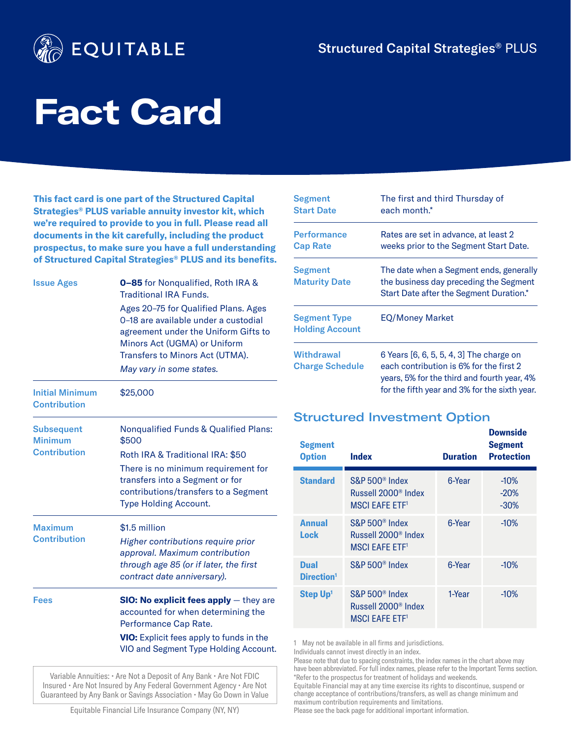EQUITABLE

Structured Capital Strategies® PLUS

# Fact Card

**This fact card is one part of the Structured Capital Strategies® PLUS variable annuity investor kit, which we're required to provide to you in full. Please read all documents in the kit carefully, including the product prospectus, to make sure you have a full understanding of Structured Capital Strategies® PLUS and its benefits.**

| | |
|---|---|
| Issue Ages | **0–85** for Nonqualified, Roth IRA & Traditional IRA Funds.<br>Ages 20–75 for Qualified Plans. Ages 0–18 are available under a custodial agreement under the Uniform Gifts to Minors Act (UGMA) or Uniform Transfers to Minors Act (UTMA).<br>*May vary in some states.* |
| Initial Minimum Contribution | $25,000 |
| Subsequent Minimum Contribution | Nonqualified Funds & Qualified Plans: $500<br>Roth IRA & Traditional IRA: $50<br>There is no minimum requirement for transfers into a Segment or for contributions/transfers to a Segment Type Holding Account. |
| Maximum Contribution | $1.5 million<br>*Higher contributions require prior approval. Maximum contribution through age 85 (or if later, the first contract date anniversary).* |
| Fees | **SIO: No explicit fees apply** — they are accounted for when determining the Performance Cap Rate.<br>**VIO:** Explicit fees apply to funds in the VIO and Segment Type Holding Account. |
| Segment Start Date | The first and third Thursday of each month.* |
| Performance Cap Rate | Rates are set in advance, at least 2 weeks prior to the Segment Start Date. |
| Segment Maturity Date | The date when a Segment ends, generally the business day preceding the Segment Start Date after the Segment Duration.* |
| Segment Type Holding Account | EQ/Money Market |
| Withdrawal Charge Schedule | 6 Years [6, 6, 5, 5, 4, 3] The charge on each contribution is 6% for the first 2 years, 5% for the third and fourth year, 4% for the fifth year and 3% for the sixth year. |

Variable Annuities: • Are Not a Deposit of Any Bank • Are Not FDIC Insured • Are Not Insured by Any Federal Government Agency • Are Not Guaranteed by Any Bank or Savings Association • May Go Down in Value

Equitable Financial Life Insurance Company (NY, NY)

## Structured Investment Option

| Segment Option | Index | Duration | Downside Segment Protection |
|---|---|---|---|
| Standard | S&P 500® Index<br>Russell 2000® Index<br>MSCI EAFE ETF[1] | 6-Year | -10%<br>-20%<br>-30% |
| Annual Lock | S&P 500® Index<br>Russell 2000® Index<br>MSCI EAFE ETF[1] | 6-Year | -10% |
| Dual Direction[1] | S&P 500® Index | 6-Year | -10% |
| Step Up[1] | S&P 500® Index<br>Russell 2000® Index<br>MSCI EAFE ETF[1] | 1-Year | -10% |

1 May not be available in all firms and jurisdictions.
Individuals cannot invest directly in an index.
Please note that due to spacing constraints, the index names in the chart above may have been abbreviated. For full index names, please refer to the Important Terms section.
*Refer to the prospectus for treatment of holidays and weekends.
Equitable Financial may at any time exercise its rights to discontinue, suspend or change acceptance of contributions/transfers, as well as change minimum and maximum contribution requirements and limitations.
Please see the back page for additional important information.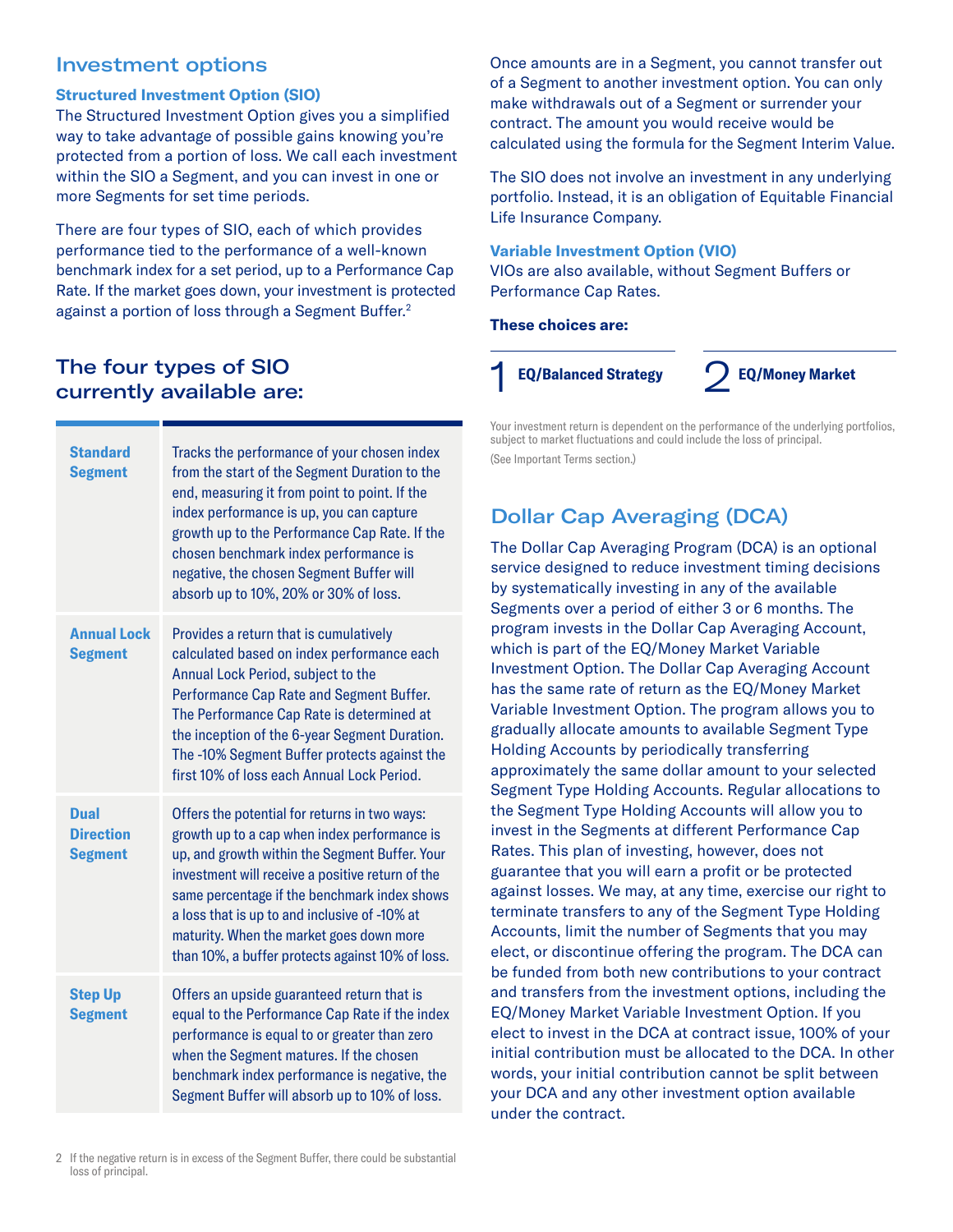## Investment options

### Structured Investment Option (SIO)

The Structured Investment Option gives you a simplified way to take advantage of possible gains knowing you're protected from a portion of loss. We call each investment within the SIO a Segment, and you can invest in one or more Segments for set time periods.

There are four types of SIO, each of which provides performance tied to the performance of a well-known benchmark index for a set period, up to a Performance Cap Rate. If the market goes down, your investment is protected against a portion of loss through a Segment Buffer.[2]

## The four types of SIO currently available are:

| | |
|---|---|
| **Standard Segment** | Tracks the performance of your chosen index from the start of the Segment Duration to the end, measuring it from point to point. If the index performance is up, you can capture growth up to the Performance Cap Rate. If the chosen benchmark index performance is negative, the chosen Segment Buffer will absorb up to 10%, 20% or 30% of loss. |
| **Annual Lock Segment** | Provides a return that is cumulatively calculated based on index performance each Annual Lock Period, subject to the Performance Cap Rate and Segment Buffer. The Performance Cap Rate is determined at the inception of the 6-year Segment Duration. The -10% Segment Buffer protects against the first 10% of loss each Annual Lock Period. |
| **Dual Direction Segment** | Offers the potential for returns in two ways: growth up to a cap when index performance is up, and growth within the Segment Buffer. Your investment will receive a positive return of the same percentage if the benchmark index shows a loss that is up to and inclusive of -10% at maturity. When the market goes down more than 10%, a buffer protects against 10% of loss. |
| **Step Up Segment** | Offers an upside guaranteed return that is equal to the Performance Cap Rate if the index performance is equal to or greater than zero when the Segment matures. If the chosen benchmark index performance is negative, the Segment Buffer will absorb up to 10% of loss. |

2 If the negative return is in excess of the Segment Buffer, there could be substantial loss of principal.

Once amounts are in a Segment, you cannot transfer out of a Segment to another investment option. You can only make withdrawals out of a Segment or surrender your contract. The amount you would receive would be calculated using the formula for the Segment Interim Value.

The SIO does not involve an investment in any underlying portfolio. Instead, it is an obligation of Equitable Financial Life Insurance Company.

### Variable Investment Option (VIO)

VIOs are also available, without Segment Buffers or Performance Cap Rates.

**These choices are:**

1. **EQ/Balanced Strategy**
2. **EQ/Money Market**

Your investment return is dependent on the performance of the underlying portfolios, subject to market fluctuations and could include the loss of principal.
(See Important Terms section.)

## Dollar Cap Averaging (DCA)

The Dollar Cap Averaging Program (DCA) is an optional service designed to reduce investment timing decisions by systematically investing in any of the available Segments over a period of either 3 or 6 months. The program invests in the Dollar Cap Averaging Account, which is part of the EQ/Money Market Variable Investment Option. The Dollar Cap Averaging Account has the same rate of return as the EQ/Money Market Variable Investment Option. The program allows you to gradually allocate amounts to available Segment Type Holding Accounts by periodically transferring approximately the same dollar amount to your selected Segment Type Holding Accounts. Regular allocations to the Segment Type Holding Accounts will allow you to invest in the Segments at different Performance Cap Rates. This plan of investing, however, does not guarantee that you will earn a profit or be protected against losses. We may, at any time, exercise our right to terminate transfers to any of the Segment Type Holding Accounts, limit the number of Segments that you may elect, or discontinue offering the program. The DCA can be funded from both new contributions to your contract and transfers from the investment options, including the EQ/Money Market Variable Investment Option. If you elect to invest in the DCA at contract issue, 100% of your initial contribution must be allocated to the DCA. In other words, your initial contribution cannot be split between your DCA and any other investment option available under the contract.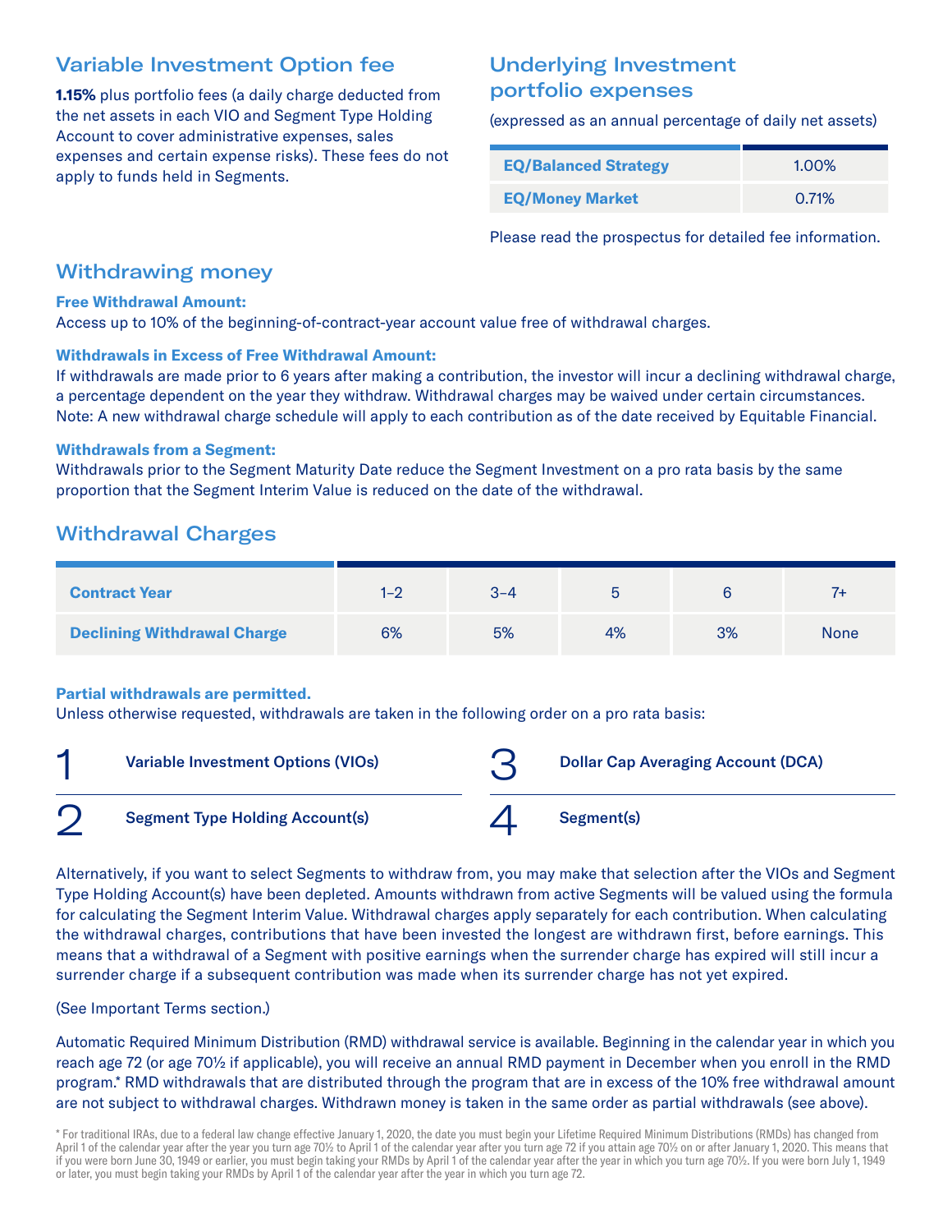## Variable Investment Option fee

**1.15%** plus portfolio fees (a daily charge deducted from the net assets in each VIO and Segment Type Holding Account to cover administrative expenses, sales expenses and certain expense risks). These fees do not apply to funds held in Segments.

## Underlying Investment portfolio expenses

(expressed as an annual percentage of daily net assets)

| | |
|---|---|
| **EQ/Balanced Strategy** | 1.00% |
| **EQ/Money Market** | 0.71% |

Please read the prospectus for detailed fee information.

## Withdrawing money

**Free Withdrawal Amount:**
Access up to 10% of the beginning-of-contract-year account value free of withdrawal charges.

**Withdrawals in Excess of Free Withdrawal Amount:**
If withdrawals are made prior to 6 years after making a contribution, the investor will incur a declining withdrawal charge, a percentage dependent on the year they withdraw. Withdrawal charges may be waived under certain circumstances. Note: A new withdrawal charge schedule will apply to each contribution as of the date received by Equitable Financial.

**Withdrawals from a Segment:**
Withdrawals prior to the Segment Maturity Date reduce the Segment Investment on a pro rata basis by the same proportion that the Segment Interim Value is reduced on the date of the withdrawal.

## Withdrawal Charges

| **Contract Year** | 1–2 | 3–4 | 5 | 6 | 7+ |
|---|---|---|---|---|---|
| **Declining Withdrawal Charge** | 6% | 5% | 4% | 3% | None |

**Partial withdrawals are permitted.**
Unless otherwise requested, withdrawals are taken in the following order on a pro rata basis:

1. **Variable Investment Options (VIOs)**
2. **Segment Type Holding Account(s)**
3. **Dollar Cap Averaging Account (DCA)**
4. **Segment(s)**

Alternatively, if you want to select Segments to withdraw from, you may make that selection after the VIOs and Segment Type Holding Account(s) have been depleted. Amounts withdrawn from active Segments will be valued using the formula for calculating the Segment Interim Value. Withdrawal charges apply separately for each contribution. When calculating the withdrawal charges, contributions that have been invested the longest are withdrawn first, before earnings. This means that a withdrawal of a Segment with positive earnings when the surrender charge has expired will still incur a surrender charge if a subsequent contribution was made when its surrender charge has not yet expired.

(See Important Terms section.)

Automatic Required Minimum Distribution (RMD) withdrawal service is available. Beginning in the calendar year in which you reach age 72 (or age 70½ if applicable), you will receive an annual RMD payment in December when you enroll in the RMD program.* RMD withdrawals that are distributed through the program that are in excess of the 10% free withdrawal amount are not subject to withdrawal charges. Withdrawn money is taken in the same order as partial withdrawals (see above).

\* For traditional IRAs, due to a federal law change effective January 1, 2020, the date you must begin your Lifetime Required Minimum Distributions (RMDs) has changed from April 1 of the calendar year after the year you turn age 70½ to April 1 of the calendar year after you turn age 72 if you attain age 70½ on or after January 1, 2020. This means that if you were born June 30, 1949 or earlier, you must begin taking your RMDs by April 1 of the calendar year after the year in which you turn age 70½. If you were born July 1, 1949 or later, you must begin taking your RMDs by April 1 of the calendar year after the year in which you turn age 72.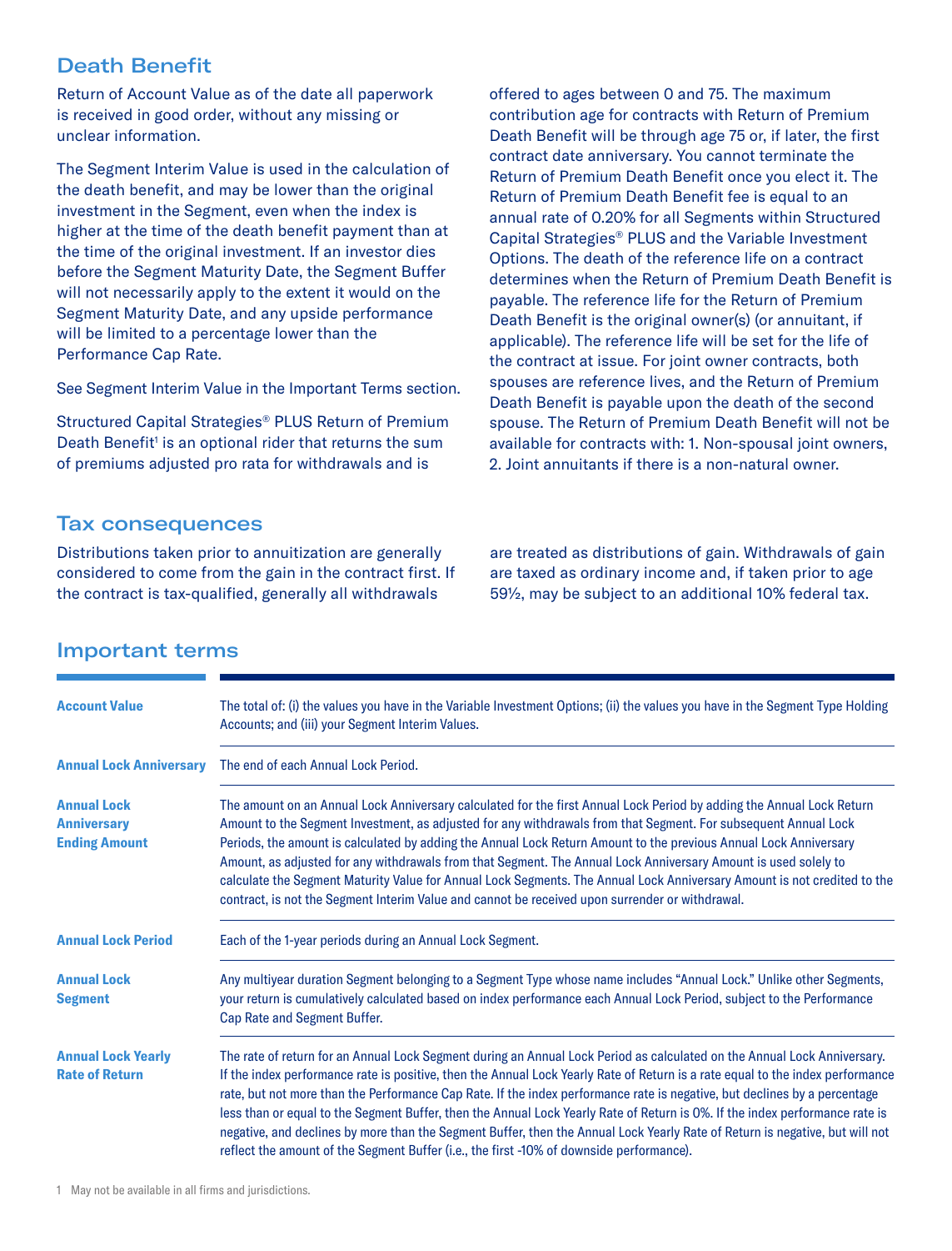## Death Benefit

Return of Account Value as of the date all paperwork is received in good order, without any missing or unclear information.

The Segment Interim Value is used in the calculation of the death benefit, and may be lower than the original investment in the Segment, even when the index is higher at the time of the death benefit payment than at the time of the original investment. If an investor dies before the Segment Maturity Date, the Segment Buffer will not necessarily apply to the extent it would on the Segment Maturity Date, and any upside performance will be limited to a percentage lower than the Performance Cap Rate.

See Segment Interim Value in the Important Terms section.

Structured Capital Strategies® PLUS Return of Premium Death Benefit[1] is an optional rider that returns the sum of premiums adjusted pro rata for withdrawals and is offered to ages between 0 and 75. The maximum contribution age for contracts with Return of Premium Death Benefit will be through age 75 or, if later, the first contract date anniversary. You cannot terminate the Return of Premium Death Benefit once you elect it. The Return of Premium Death Benefit fee is equal to an annual rate of 0.20% for all Segments within Structured Capital Strategies® PLUS and the Variable Investment Options. The death of the reference life on a contract determines when the Return of Premium Death Benefit is payable. The reference life for the Return of Premium Death Benefit is the original owner(s) (or annuitant, if applicable). The reference life will be set for the life of the contract at issue. For joint owner contracts, both spouses are reference lives, and the Return of Premium Death Benefit is payable upon the death of the second spouse. The Return of Premium Death Benefit will not be available for contracts with: 1. Non-spousal joint owners, 2. Joint annuitants if there is a non-natural owner.

## Tax consequences

Distributions taken prior to annuitization are generally considered to come from the gain in the contract first. If the contract is tax-qualified, generally all withdrawals are treated as distributions of gain. Withdrawals of gain are taxed as ordinary income and, if taken prior to age 59½, may be subject to an additional 10% federal tax.

## Important terms

| Term | Definition |
|---|---|
| **Account Value** | The total of: (i) the values you have in the Variable Investment Options; (ii) the values you have in the Segment Type Holding Accounts; and (iii) your Segment Interim Values. |
| **Annual Lock Anniversary** | The end of each Annual Lock Period. |
| **Annual Lock Anniversary Ending Amount** | The amount on an Annual Lock Anniversary calculated for the first Annual Lock Period by adding the Annual Lock Return Amount to the Segment Investment, as adjusted for any withdrawals from that Segment. For subsequent Annual Lock Periods, the amount is calculated by adding the Annual Lock Return Amount to the previous Annual Lock Anniversary Amount, as adjusted for any withdrawals from that Segment. The Annual Lock Anniversary Amount is used solely to calculate the Segment Maturity Value for Annual Lock Segments. The Annual Lock Anniversary Amount is not credited to the contract, is not the Segment Interim Value and cannot be received upon surrender or withdrawal. |
| **Annual Lock Period** | Each of the 1-year periods during an Annual Lock Segment. |
| **Annual Lock Segment** | Any multiyear duration Segment belonging to a Segment Type whose name includes "Annual Lock." Unlike other Segments, your return is cumulatively calculated based on index performance each Annual Lock Period, subject to the Performance Cap Rate and Segment Buffer. |
| **Annual Lock Yearly Rate of Return** | The rate of return for an Annual Lock Segment during an Annual Lock Period as calculated on the Annual Lock Anniversary. If the index performance rate is positive, then the Annual Lock Yearly Rate of Return is a rate equal to the index performance rate, but not more than the Performance Cap Rate. If the index performance rate is negative, but declines by a percentage less than or equal to the Segment Buffer, then the Annual Lock Yearly Rate of Return is 0%. If the index performance rate is negative, and declines by more than the Segment Buffer, then the Annual Lock Yearly Rate of Return is negative, but will not reflect the amount of the Segment Buffer (i.e., the first -10% of downside performance). |

1 May not be available in all firms and jurisdictions.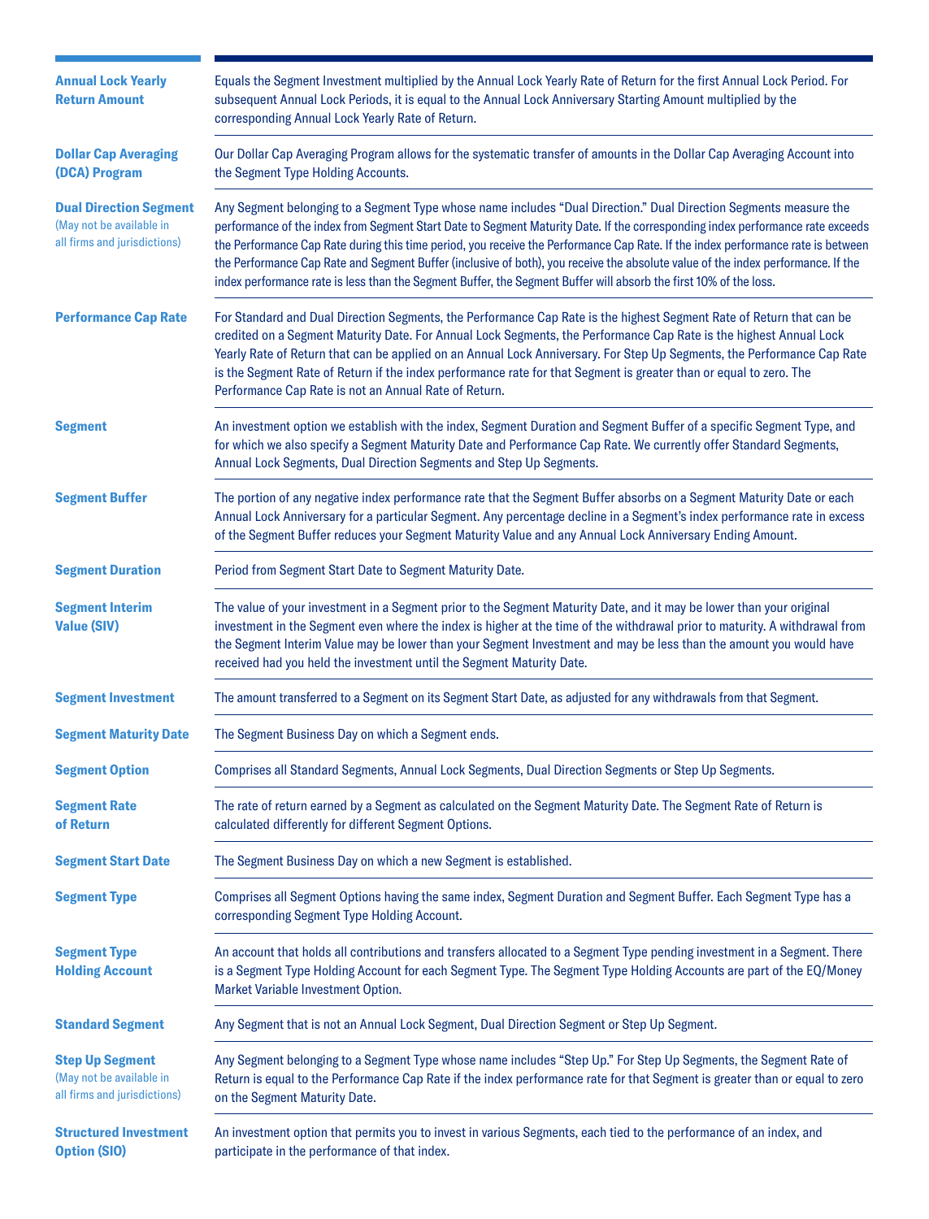| | |
|---|---|
| **Annual Lock Yearly Return Amount** | Equals the Segment Investment multiplied by the Annual Lock Yearly Rate of Return for the first Annual Lock Period. For subsequent Annual Lock Periods, it is equal to the Annual Lock Anniversary Starting Amount multiplied by the corresponding Annual Lock Yearly Rate of Return. |
| **Dollar Cap Averaging (DCA) Program** | Our Dollar Cap Averaging Program allows for the systematic transfer of amounts in the Dollar Cap Averaging Account into the Segment Type Holding Accounts. |
| **Dual Direction Segment** (May not be available in all firms and jurisdictions) | Any Segment belonging to a Segment Type whose name includes "Dual Direction." Dual Direction Segments measure the performance of the index from Segment Start Date to Segment Maturity Date. If the corresponding index performance rate exceeds the Performance Cap Rate during this time period, you receive the Performance Cap Rate. If the index performance rate is between the Performance Cap Rate and Segment Buffer (inclusive of both), you receive the absolute value of the index performance. If the index performance rate is less than the Segment Buffer, the Segment Buffer will absorb the first 10% of the loss. |
| **Performance Cap Rate** | For Standard and Dual Direction Segments, the Performance Cap Rate is the highest Segment Rate of Return that can be credited on a Segment Maturity Date. For Annual Lock Segments, the Performance Cap Rate is the highest Annual Lock Yearly Rate of Return that can be applied on an Annual Lock Anniversary. For Step Up Segments, the Performance Cap Rate is the Segment Rate of Return if the index performance rate for that Segment is greater than or equal to zero. The Performance Cap Rate is not an Annual Rate of Return. |
| **Segment** | An investment option we establish with the index, Segment Duration and Segment Buffer of a specific Segment Type, and for which we also specify a Segment Maturity Date and Performance Cap Rate. We currently offer Standard Segments, Annual Lock Segments, Dual Direction Segments and Step Up Segments. |
| **Segment Buffer** | The portion of any negative index performance rate that the Segment Buffer absorbs on a Segment Maturity Date or each Annual Lock Anniversary for a particular Segment. Any percentage decline in a Segment's index performance rate in excess of the Segment Buffer reduces your Segment Maturity Value and any Annual Lock Anniversary Ending Amount. |
| **Segment Duration** | Period from Segment Start Date to Segment Maturity Date. |
| **Segment Interim Value (SIV)** | The value of your investment in a Segment prior to the Segment Maturity Date, and it may be lower than your original investment in the Segment even where the index is higher at the time of the withdrawal prior to maturity. A withdrawal from the Segment Interim Value may be lower than your Segment Investment and may be less than the amount you would have received had you held the investment until the Segment Maturity Date. |
| **Segment Investment** | The amount transferred to a Segment on its Segment Start Date, as adjusted for any withdrawals from that Segment. |
| **Segment Maturity Date** | The Segment Business Day on which a Segment ends. |
| **Segment Option** | Comprises all Standard Segments, Annual Lock Segments, Dual Direction Segments or Step Up Segments. |
| **Segment Rate of Return** | The rate of return earned by a Segment as calculated on the Segment Maturity Date. The Segment Rate of Return is calculated differently for different Segment Options. |
| **Segment Start Date** | The Segment Business Day on which a new Segment is established. |
| **Segment Type** | Comprises all Segment Options having the same index, Segment Duration and Segment Buffer. Each Segment Type has a corresponding Segment Type Holding Account. |
| **Segment Type Holding Account** | An account that holds all contributions and transfers allocated to a Segment Type pending investment in a Segment. There is a Segment Type Holding Account for each Segment Type. The Segment Type Holding Accounts are part of the EQ/Money Market Variable Investment Option. |
| **Standard Segment** | Any Segment that is not an Annual Lock Segment, Dual Direction Segment or Step Up Segment. |
| **Step Up Segment** (May not be available in all firms and jurisdictions) | Any Segment belonging to a Segment Type whose name includes "Step Up." For Step Up Segments, the Segment Rate of Return is equal to the Performance Cap Rate if the index performance rate for that Segment is greater than or equal to zero on the Segment Maturity Date. |
| **Structured Investment Option (SIO)** | An investment option that permits you to invest in various Segments, each tied to the performance of an index, and participate in the performance of that index. |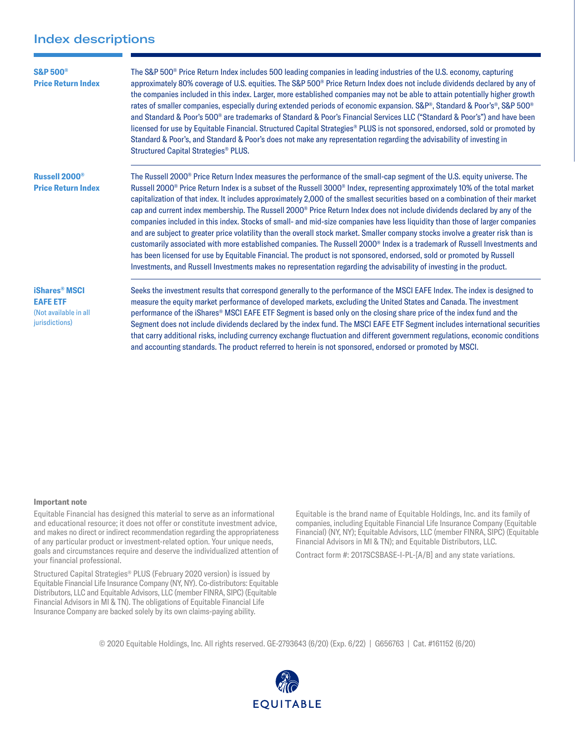## Index descriptions

**S&P 500® Price Return Index**

The S&P 500® Price Return Index includes 500 leading companies in leading industries of the U.S. economy, capturing approximately 80% coverage of U.S. equities. The S&P 500® Price Return Index does not include dividends declared by any of the companies included in this index. Larger, more established companies may not be able to attain potentially higher growth rates of smaller companies, especially during extended periods of economic expansion. S&P®, Standard & Poor's®, S&P 500® and Standard & Poor's 500® are trademarks of Standard & Poor's Financial Services LLC ("Standard & Poor's") and have been licensed for use by Equitable Financial. Structured Capital Strategies® PLUS is not sponsored, endorsed, sold or promoted by Standard & Poor's, and Standard & Poor's does not make any representation regarding the advisability of investing in Structured Capital Strategies® PLUS.

**Russell 2000® Price Return Index**

The Russell 2000® Price Return Index measures the performance of the small-cap segment of the U.S. equity universe. The Russell 2000® Price Return Index is a subset of the Russell 3000® Index, representing approximately 10% of the total market capitalization of that index. It includes approximately 2,000 of the smallest securities based on a combination of their market cap and current index membership. The Russell 2000® Price Return Index does not include dividends declared by any of the companies included in this index. Stocks of small- and mid-size companies have less liquidity than those of larger companies and are subject to greater price volatility than the overall stock market. Smaller company stocks involve a greater risk than is customarily associated with more established companies. The Russell 2000® Index is a trademark of Russell Investments and has been licensed for use by Equitable Financial. The product is not sponsored, endorsed, sold or promoted by Russell Investments, and Russell Investments makes no representation regarding the advisability of investing in the product.

**iShares® MSCI EAFE ETF** (Not available in all jurisdictions)

Seeks the investment results that correspond generally to the performance of the MSCI EAFE Index. The index is designed to measure the equity market performance of developed markets, excluding the United States and Canada. The investment performance of the iShares® MSCI EAFE ETF Segment is based only on the closing share price of the index fund and the Segment does not include dividends declared by the index fund. The MSCI EAFE ETF Segment includes international securities that carry additional risks, including currency exchange fluctuation and different government regulations, economic conditions and accounting standards. The product referred to herein is not sponsored, endorsed or promoted by MSCI.

**Important note**

Equitable Financial has designed this material to serve as an informational and educational resource; it does not offer or constitute investment advice, and makes no direct or indirect recommendation regarding the appropriateness of any particular product or investment-related option. Your unique needs, goals and circumstances require and deserve the individualized attention of your financial professional.

Structured Capital Strategies® PLUS (February 2020 version) is issued by Equitable Financial Life Insurance Company (NY, NY). Co-distributors: Equitable Distributors, LLC and Equitable Advisors, LLC (member FINRA, SIPC) (Equitable Financial Advisors in MI & TN). The obligations of Equitable Financial Life Insurance Company are backed solely by its own claims-paying ability.

Equitable is the brand name of Equitable Holdings, Inc. and its family of companies, including Equitable Financial Life Insurance Company (Equitable Financial) (NY, NY); Equitable Advisors, LLC (member FINRA, SIPC) (Equitable Financial Advisors in MI & TN); and Equitable Distributors, LLC.

Contract form #: 2017SCSBASE-I-PL-[A/B] and any state variations.

© 2020 Equitable Holdings, Inc. All rights reserved. GE-2793643 (6/20) (Exp. 6/22) | G656763 | Cat. #161152 (6/20)

EQUITABLE